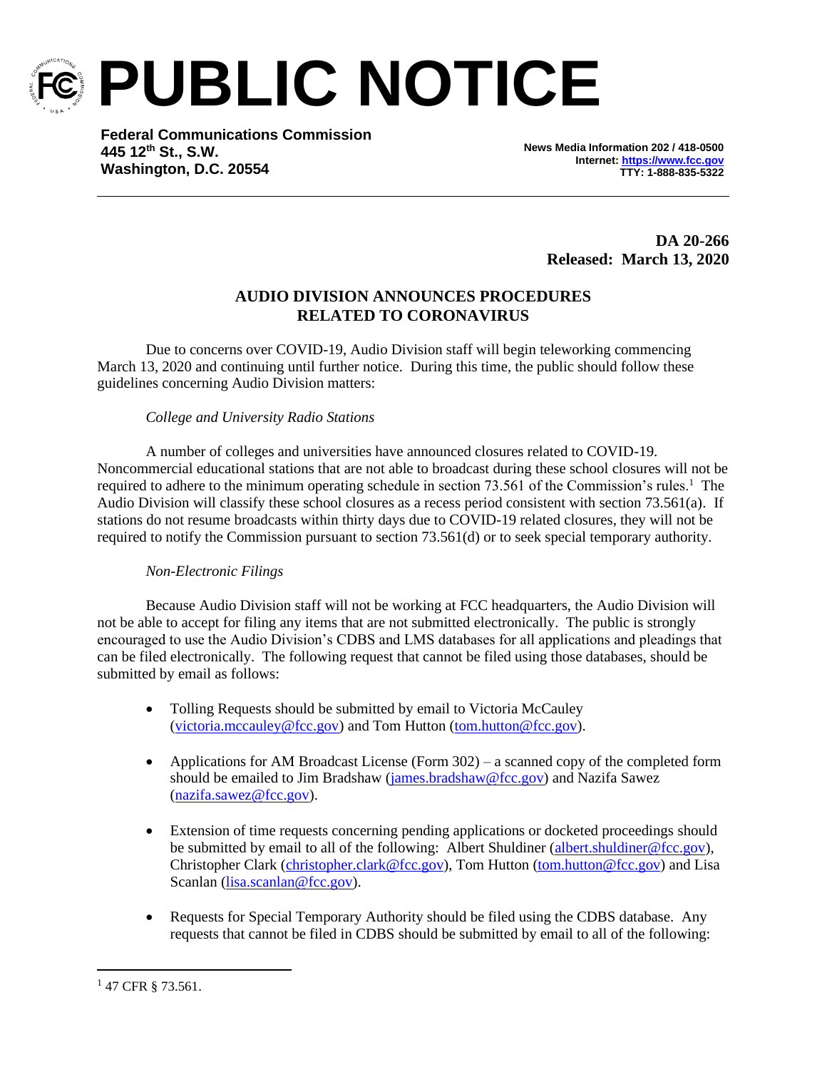# PUBLIC NOTICE

**Federal Communications Commission**
**445 12th St., S.W.**
**Washington, D.C. 20554**

**News Media Information 202 / 418-0500**
**Internet: https://www.fcc.gov**
**TTY: 1-888-835-5322**

**DA 20-266**
**Released: March 13, 2020**

## AUDIO DIVISION ANNOUNCES PROCEDURES RELATED TO CORONAVIRUS

Due to concerns over COVID-19, Audio Division staff will begin teleworking commencing March 13, 2020 and continuing until further notice. During this time, the public should follow these guidelines concerning Audio Division matters:

*College and University Radio Stations*

A number of colleges and universities have announced closures related to COVID-19. Noncommercial educational stations that are not able to broadcast during these school closures will not be required to adhere to the minimum operating schedule in section 73.561 of the Commission's rules.[1] The Audio Division will classify these school closures as a recess period consistent with section 73.561(a). If stations do not resume broadcasts within thirty days due to COVID-19 related closures, they will not be required to notify the Commission pursuant to section 73.561(d) or to seek special temporary authority.

*Non-Electronic Filings*

Because Audio Division staff will not be working at FCC headquarters, the Audio Division will not be able to accept for filing any items that are not submitted electronically. The public is strongly encouraged to use the Audio Division's CDBS and LMS databases for all applications and pleadings that can be filed electronically. The following request that cannot be filed using those databases, should be submitted by email as follows:

- Tolling Requests should be submitted by email to Victoria McCauley (victoria.mccauley@fcc.gov) and Tom Hutton (tom.hutton@fcc.gov).
- Applications for AM Broadcast License (Form 302) – a scanned copy of the completed form should be emailed to Jim Bradshaw (james.bradshaw@fcc.gov) and Nazifa Sawez (nazifa.sawez@fcc.gov).
- Extension of time requests concerning pending applications or docketed proceedings should be submitted by email to all of the following: Albert Shuldiner (albert.shuldiner@fcc.gov), Christopher Clark (christopher.clark@fcc.gov), Tom Hutton (tom.hutton@fcc.gov) and Lisa Scanlan (lisa.scanlan@fcc.gov).
- Requests for Special Temporary Authority should be filed using the CDBS database. Any requests that cannot be filed in CDBS should be submitted by email to all of the following:

[1] 47 CFR § 73.561.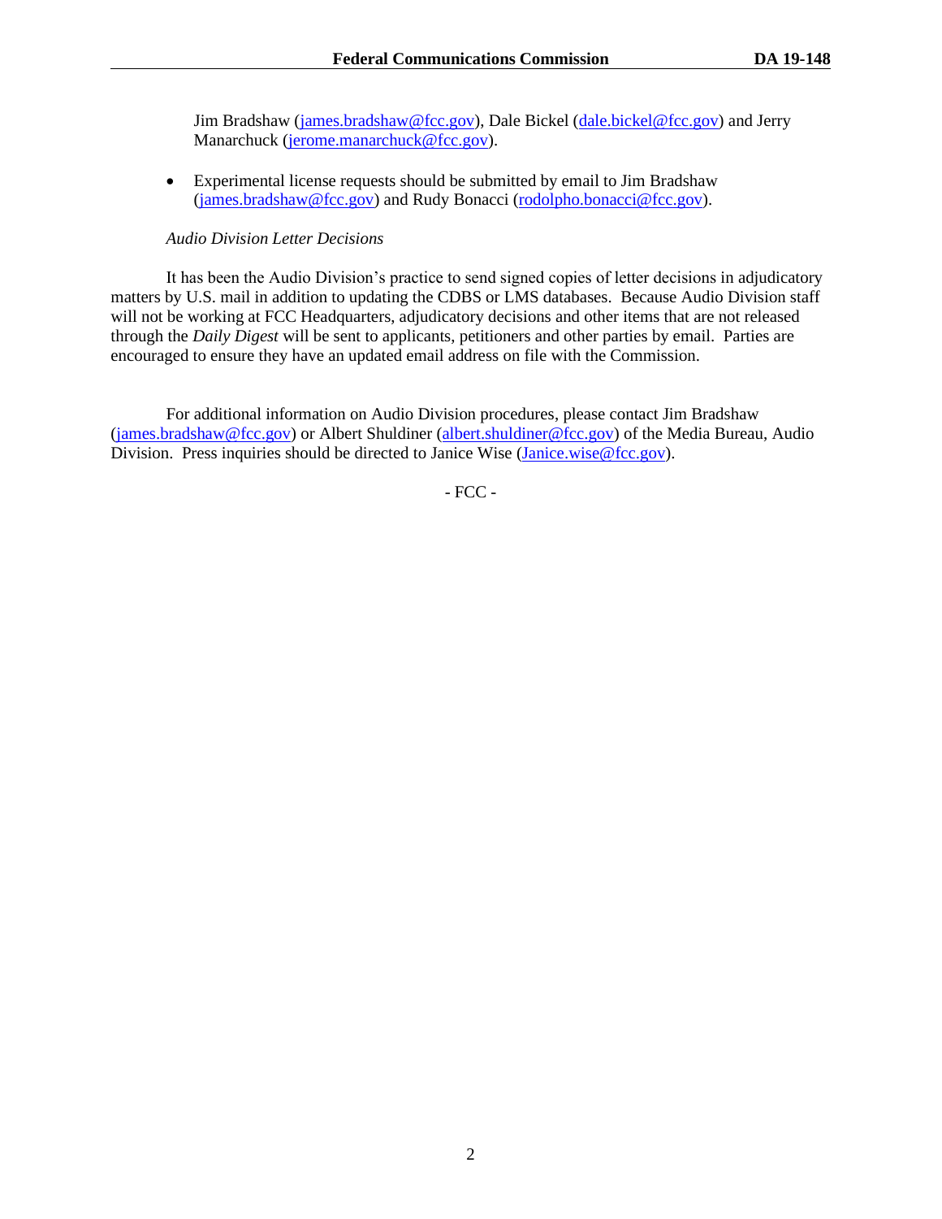Jim Bradshaw (james.bradshaw@fcc.gov), Dale Bickel (dale.bickel@fcc.gov) and Jerry Manarchuck (jerome.manarchuck@fcc.gov).

- Experimental license requests should be submitted by email to Jim Bradshaw (james.bradshaw@fcc.gov) and Rudy Bonacci (rodolpho.bonacci@fcc.gov).

*Audio Division Letter Decisions*

It has been the Audio Division's practice to send signed copies of letter decisions in adjudicatory matters by U.S. mail in addition to updating the CDBS or LMS databases. Because Audio Division staff will not be working at FCC Headquarters, adjudicatory decisions and other items that are not released through the *Daily Digest* will be sent to applicants, petitioners and other parties by email. Parties are encouraged to ensure they have an updated email address on file with the Commission.

For additional information on Audio Division procedures, please contact Jim Bradshaw (james.bradshaw@fcc.gov) or Albert Shuldiner (albert.shuldiner@fcc.gov) of the Media Bureau, Audio Division. Press inquiries should be directed to Janice Wise (Janice.wise@fcc.gov).

\- FCC -